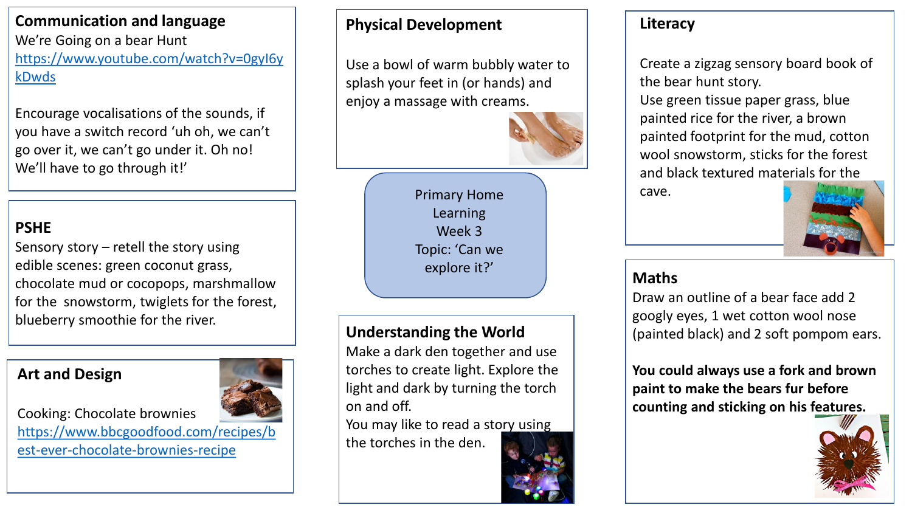# Primary Home Learning Week 3 Topic: 'Can we explore it?'

## Communication and language

We're Going on a bear Hunt
https://www.youtube.com/watch?v=0gyI6ykDwds

Encourage vocalisations of the sounds, if you have a switch record 'uh oh, we can't go over it, we can't go under it. Oh no! We'll have to go through it!'

## PSHE

Sensory story – retell the story using edible scenes: green coconut grass, chocolate mud or cocopops, marshmallow for the snowstorm, twiglets for the forest, blueberry smoothie for the river.

## Art and Design

Cooking: Chocolate brownies
https://www.bbcgoodfood.com/recipes/best-ever-chocolate-brownies-recipe

## Physical Development

Use a bowl of warm bubbly water to splash your feet in (or hands) and enjoy a massage with creams.

## Understanding the World

Make a dark den together and use torches to create light. Explore the light and dark by turning the torch on and off.
You may like to read a story using the torches in the den.

## Literacy

Create a zigzag sensory board book of the bear hunt story.
Use green tissue paper grass, blue painted rice for the river, a brown painted footprint for the mud, cotton wool snowstorm, sticks for the forest and black textured materials for the cave.

## Maths

Draw an outline of a bear face add 2 googly eyes, 1 wet cotton wool nose (painted black) and 2 soft pompom ears.

**You could always use a fork and brown paint to make the bears fur before counting and sticking on his features.**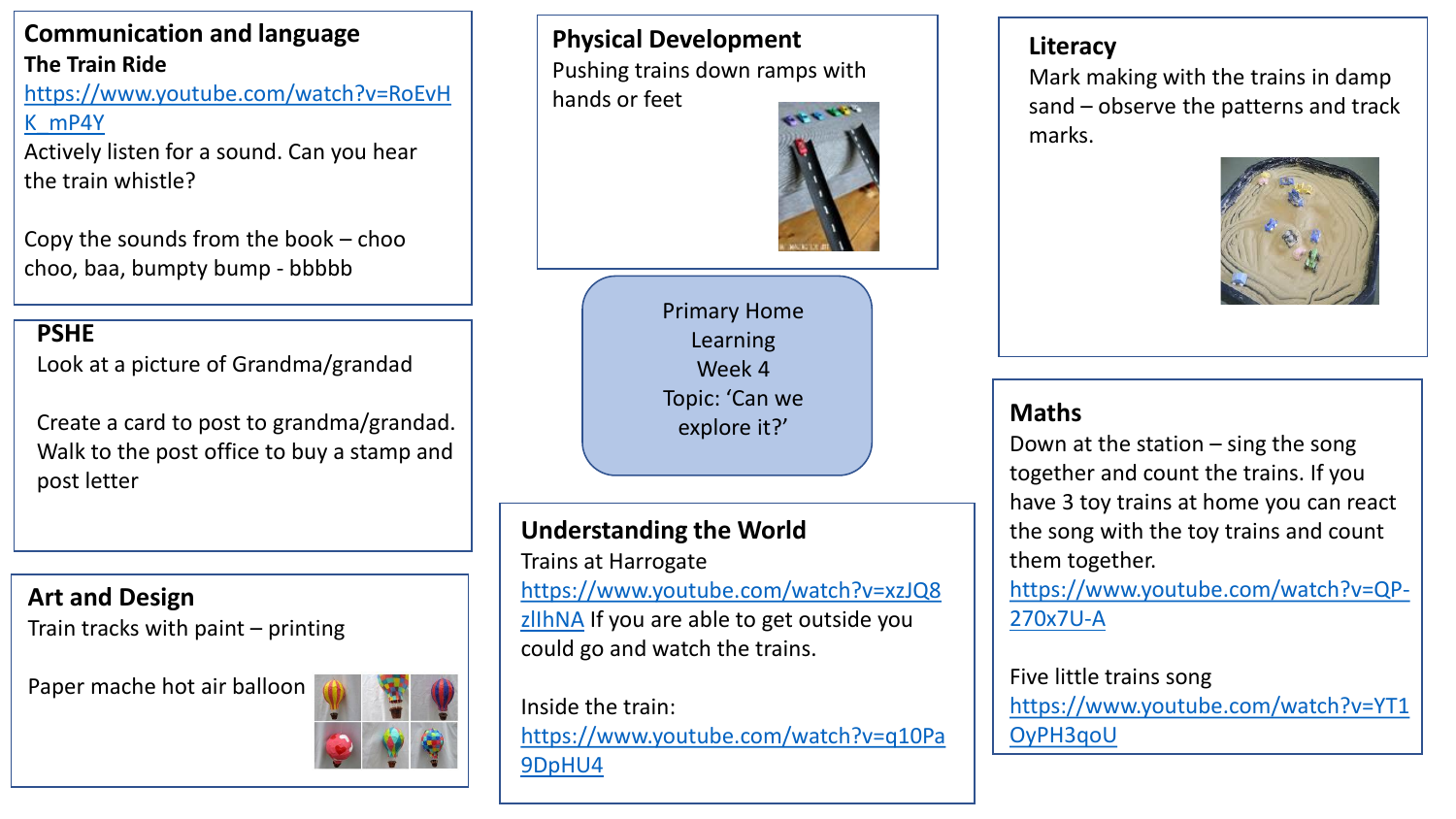# Primary Home Learning Week 4

Topic: 'Can we explore it?'

## Communication and language

**The Train Ride**

https://www.youtube.com/watch?v=RoEvHK_mP4Y

Actively listen for a sound. Can you hear the train whistle?

Copy the sounds from the book – choo choo, baa, bumpty bump - bbbbb

## PSHE

Look at a picture of Grandma/grandad

Create a card to post to grandma/grandad. Walk to the post office to buy a stamp and post letter

## Art and Design

Train tracks with paint – printing

Paper mache hot air balloon

## Physical Development

Pushing trains down ramps with hands or feet

## Understanding the World

Trains at Harrogate

https://www.youtube.com/watch?v=xzJQ8zlIhNA If you are able to get outside you could go and watch the trains.

Inside the train:
https://www.youtube.com/watch?v=q10Pa9DpHU4

## Literacy

Mark making with the trains in damp sand – observe the patterns and track marks.

## Maths

Down at the station – sing the song together and count the trains. If you have 3 toy trains at home you can react the song with the toy trains and count them together.
https://www.youtube.com/watch?v=QP-270x7U-A

Five little trains song
https://www.youtube.com/watch?v=YT1OyPH3qoU